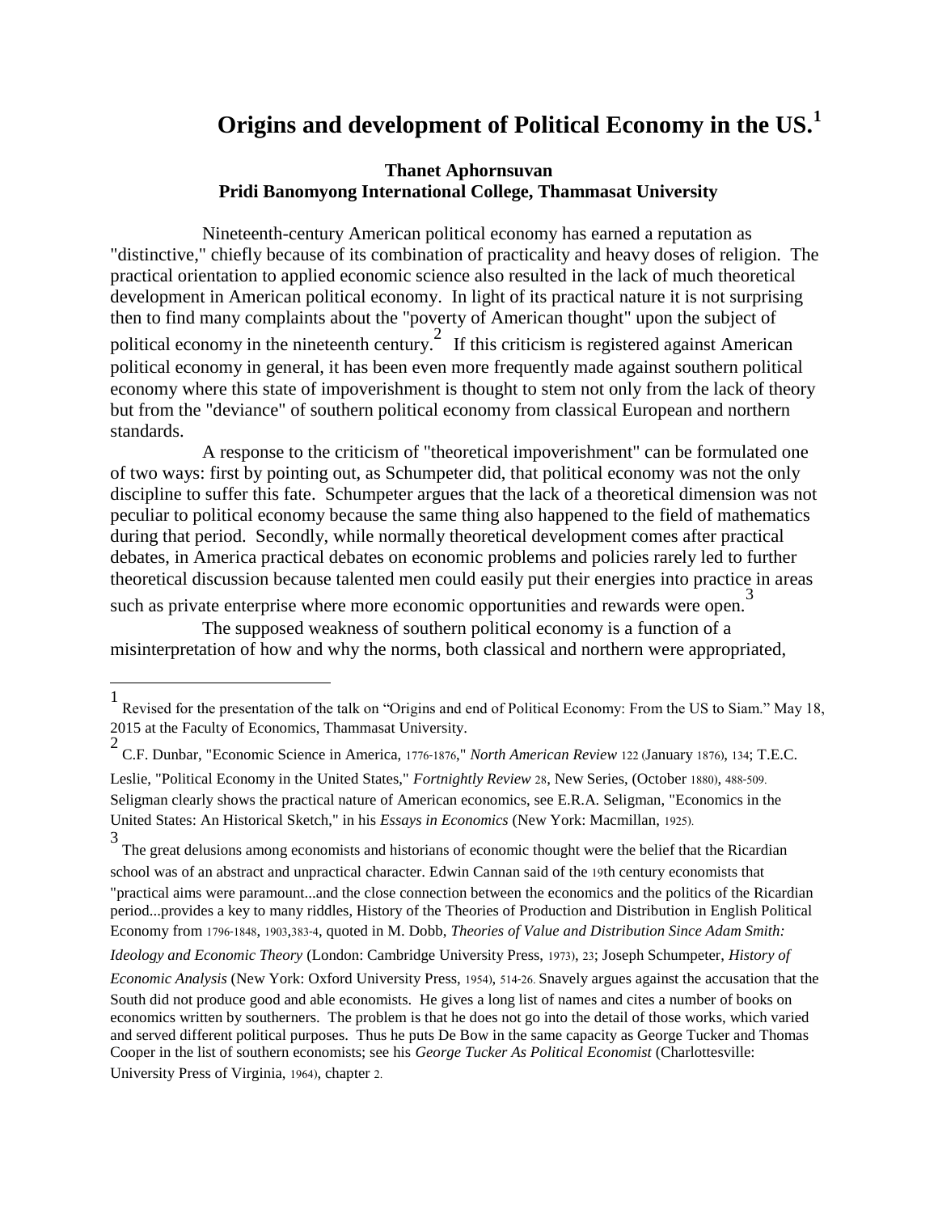# Origins and development of Political Economy in the US.[1]

**Thanet Aphornsuvan**
**Pridi Banomyong International College, Thammasat University**

Nineteenth-century American political economy has earned a reputation as "distinctive," chiefly because of its combination of practicality and heavy doses of religion. The practical orientation to applied economic science also resulted in the lack of much theoretical development in American political economy. In light of its practical nature it is not surprising then to find many complaints about the "poverty of American thought" upon the subject of political economy in the nineteenth century.[2] If this criticism is registered against American political economy in general, it has been even more frequently made against southern political economy where this state of impoverishment is thought to stem not only from the lack of theory but from the "deviance" of southern political economy from classical European and northern standards.

A response to the criticism of "theoretical impoverishment" can be formulated one of two ways: first by pointing out, as Schumpeter did, that political economy was not the only discipline to suffer this fate. Schumpeter argues that the lack of a theoretical dimension was not peculiar to political economy because the same thing also happened to the field of mathematics during that period. Secondly, while normally theoretical development comes after practical debates, in America practical debates on economic problems and policies rarely led to further theoretical discussion because talented men could easily put their energies into practice in areas such as private enterprise where more economic opportunities and rewards were open.[3]

The supposed weakness of southern political economy is a function of a misinterpretation of how and why the norms, both classical and northern were appropriated,

---

[1] Revised for the presentation of the talk on "Origins and end of Political Economy: From the US to Siam." May 18, 2015 at the Faculty of Economics, Thammasat University.

[2] C.F. Dunbar, "Economic Science in America, 1776-1876," *North American Review* 122 (January 1876), 134; T.E.C. Leslie, "Political Economy in the United States," *Fortnightly Review* 28, New Series, (October 1880), 488-509. Seligman clearly shows the practical nature of American economics, see E.R.A. Seligman, "Economics in the United States: An Historical Sketch," in his *Essays in Economics* (New York: Macmillan, 1925).

[3] The great delusions among economists and historians of economic thought were the belief that the Ricardian school was of an abstract and unpractical character. Edwin Cannan said of the 19th century economists that "practical aims were paramount...and the close connection between the economics and the politics of the Ricardian period...provides a key to many riddles, History of the Theories of Production and Distribution in English Political Economy from 1796-1848, 1903,383-4, quoted in M. Dobb, *Theories of Value and Distribution Since Adam Smith: Ideology and Economic Theory* (London: Cambridge University Press, 1973), 23; Joseph Schumpeter, *History of Economic Analysis* (New York: Oxford University Press, 1954), 514-26. Snavely argues against the accusation that the South did not produce good and able economists. He gives a long list of names and cites a number of books on economics written by southerners. The problem is that he does not go into the detail of those works, which varied and served different political purposes. Thus he puts De Bow in the same capacity as George Tucker and Thomas Cooper in the list of southern economists; see his *George Tucker As Political Economist* (Charlottesville: University Press of Virginia, 1964), chapter 2.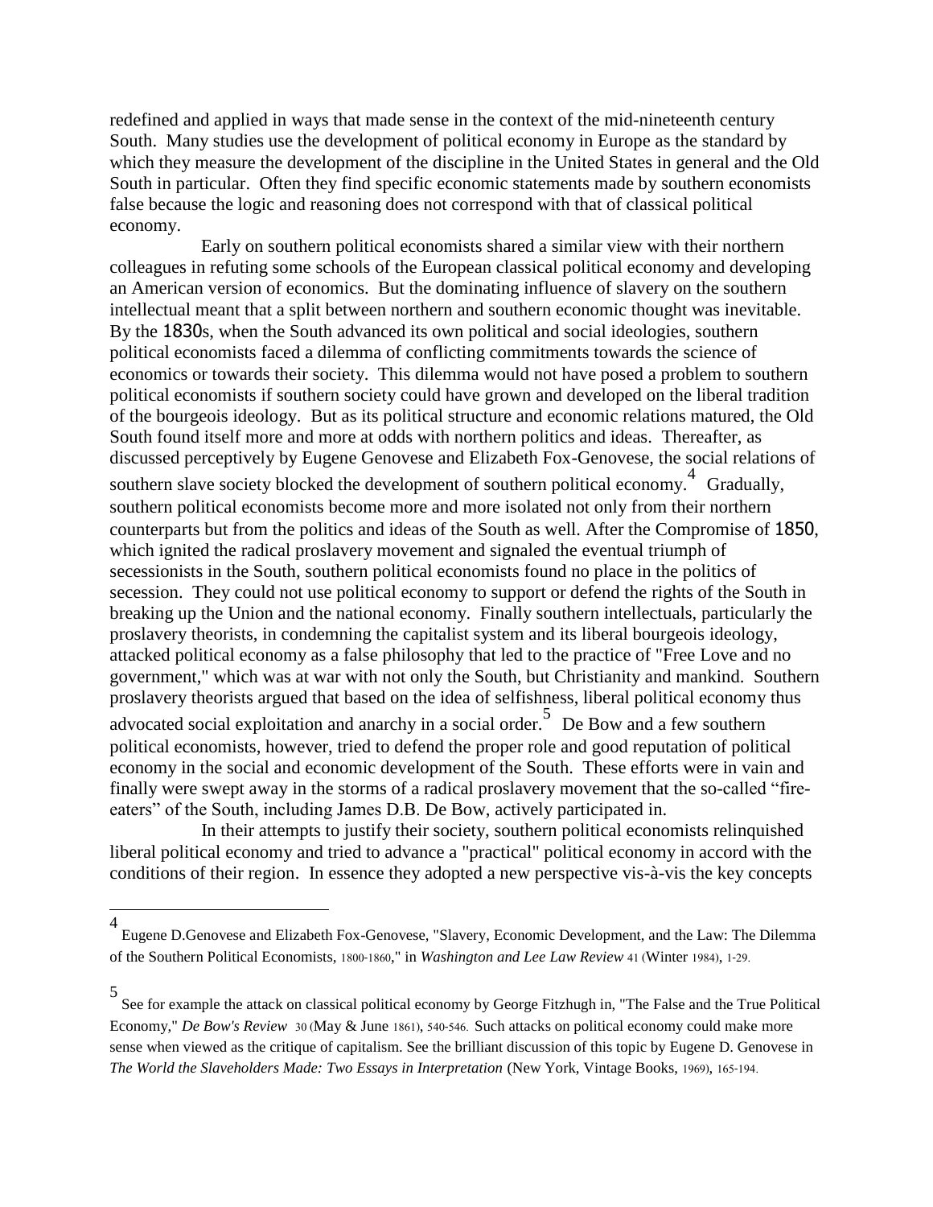redefined and applied in ways that made sense in the context of the mid-nineteenth century South. Many studies use the development of political economy in Europe as the standard by which they measure the development of the discipline in the United States in general and the Old South in particular. Often they find specific economic statements made by southern economists false because the logic and reasoning does not correspond with that of classical political economy.

Early on southern political economists shared a similar view with their northern colleagues in refuting some schools of the European classical political economy and developing an American version of economics. But the dominating influence of slavery on the southern intellectual meant that a split between northern and southern economic thought was inevitable. By the 1830s, when the South advanced its own political and social ideologies, southern political economists faced a dilemma of conflicting commitments towards the science of economics or towards their society. This dilemma would not have posed a problem to southern political economists if southern society could have grown and developed on the liberal tradition of the bourgeois ideology. But as its political structure and economic relations matured, the Old South found itself more and more at odds with northern politics and ideas. Thereafter, as discussed perceptively by Eugene Genovese and Elizabeth Fox-Genovese, the social relations of southern slave society blocked the development of southern political economy.[4] Gradually, southern political economists become more and more isolated not only from their northern counterparts but from the politics and ideas of the South as well. After the Compromise of 1850, which ignited the radical proslavery movement and signaled the eventual triumph of secessionists in the South, southern political economists found no place in the politics of secession. They could not use political economy to support or defend the rights of the South in breaking up the Union and the national economy. Finally southern intellectuals, particularly the proslavery theorists, in condemning the capitalist system and its liberal bourgeois ideology, attacked political economy as a false philosophy that led to the practice of "Free Love and no government," which was at war with not only the South, but Christianity and mankind. Southern proslavery theorists argued that based on the idea of selfishness, liberal political economy thus advocated social exploitation and anarchy in a social order.[5] De Bow and a few southern political economists, however, tried to defend the proper role and good reputation of political economy in the social and economic development of the South. These efforts were in vain and finally were swept away in the storms of a radical proslavery movement that the so-called "fire-eaters" of the South, including James D.B. De Bow, actively participated in.

In their attempts to justify their society, southern political economists relinquished liberal political economy and tried to advance a "practical" political economy in accord with the conditions of their region. In essence they adopted a new perspective vis-à-vis the key concepts

---

[4] Eugene D.Genovese and Elizabeth Fox-Genovese, "Slavery, Economic Development, and the Law: The Dilemma of the Southern Political Economists, 1800-1860," in *Washington and Lee Law Review* 41 (Winter 1984), 1-29.

[5] See for example the attack on classical political economy by George Fitzhugh in, "The False and the True Political Economy," *De Bow's Review* 30 (May & June 1861), 540-546. Such attacks on political economy could make more sense when viewed as the critique of capitalism. See the brilliant discussion of this topic by Eugene D. Genovese in *The World the Slaveholders Made: Two Essays in Interpretation* (New York, Vintage Books, 1969), 165-194.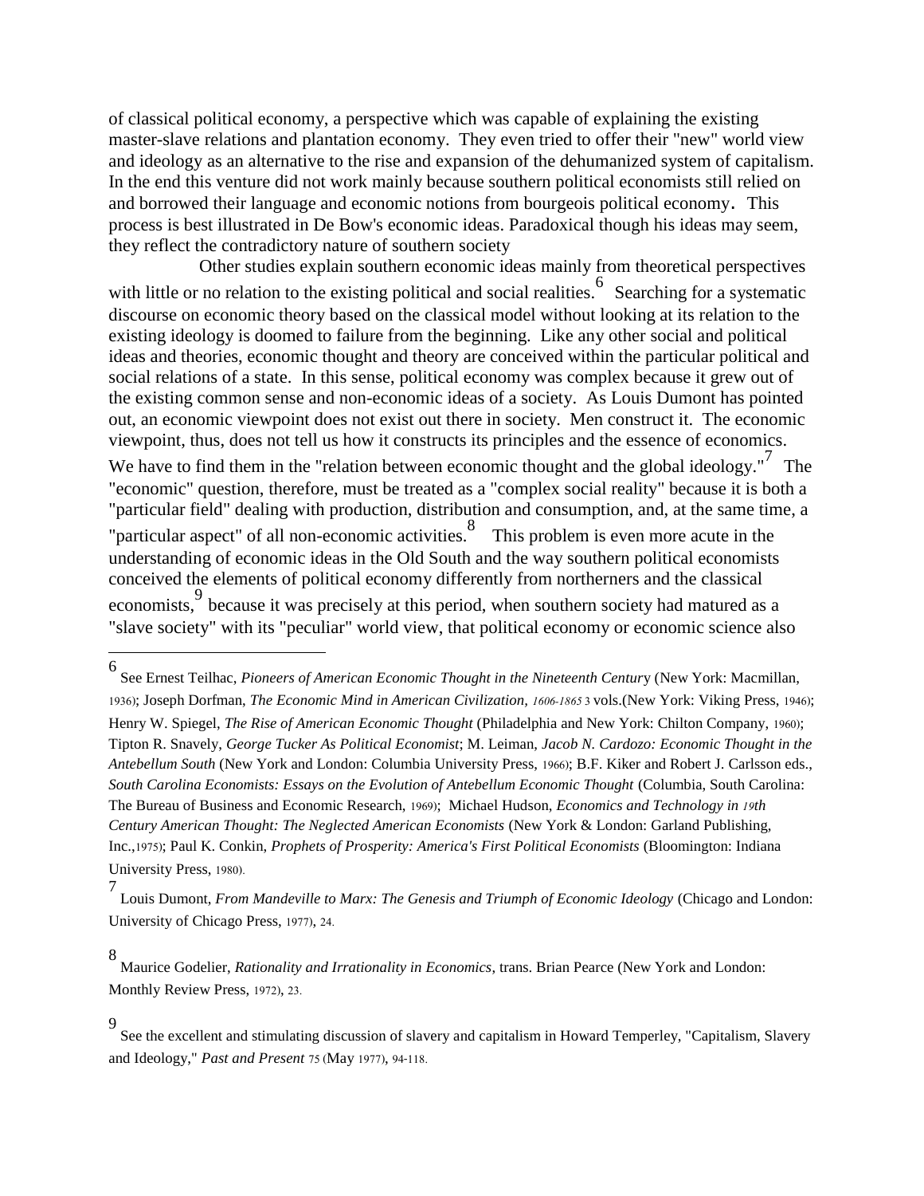of classical political economy, a perspective which was capable of explaining the existing master-slave relations and plantation economy. They even tried to offer their "new" world view and ideology as an alternative to the rise and expansion of the dehumanized system of capitalism. In the end this venture did not work mainly because southern political economists still relied on and borrowed their language and economic notions from bourgeois political economy. This process is best illustrated in De Bow's economic ideas. Paradoxical though his ideas may seem, they reflect the contradictory nature of southern society

Other studies explain southern economic ideas mainly from theoretical perspectives with little or no relation to the existing political and social realities.[6] Searching for a systematic discourse on economic theory based on the classical model without looking at its relation to the existing ideology is doomed to failure from the beginning. Like any other social and political ideas and theories, economic thought and theory are conceived within the particular political and social relations of a state. In this sense, political economy was complex because it grew out of the existing common sense and non-economic ideas of a society. As Louis Dumont has pointed out, an economic viewpoint does not exist out there in society. Men construct it. The economic viewpoint, thus, does not tell us how it constructs its principles and the essence of economics. We have to find them in the "relation between economic thought and the global ideology."[7] The "economic" question, therefore, must be treated as a "complex social reality" because it is both a "particular field" dealing with production, distribution and consumption, and, at the same time, a "particular aspect" of all non-economic activities.[8] This problem is even more acute in the understanding of economic ideas in the Old South and the way southern political economists conceived the elements of political economy differently from northerners and the classical economists,[9] because it was precisely at this period, when southern society had matured as a "slave society" with its "peculiar" world view, that political economy or economic science also

---

[6] See Ernest Teilhac, *Pioneers of American Economic Thought in the Nineteenth Century* (New York: Macmillan, 1936); Joseph Dorfman, *The Economic Mind in American Civilization, 1606-1865* 3 vols.(New York: Viking Press, 1946); Henry W. Spiegel, *The Rise of American Economic Thought* (Philadelphia and New York: Chilton Company, 1960); Tipton R. Snavely, *George Tucker As Political Economist*; M. Leiman, *Jacob N. Cardozo: Economic Thought in the Antebellum South* (New York and London: Columbia University Press, 1966); B.F. Kiker and Robert J. Carlsson eds., *South Carolina Economists: Essays on the Evolution of Antebellum Economic Thought* (Columbia, South Carolina: The Bureau of Business and Economic Research, 1969); Michael Hudson, *Economics and Technology in 19th Century American Thought: The Neglected American Economists* (New York & London: Garland Publishing, Inc.,1975); Paul K. Conkin, *Prophets of Prosperity: America's First Political Economists* (Bloomington: Indiana University Press, 1980).

[7] Louis Dumont, *From Mandeville to Marx: The Genesis and Triumph of Economic Ideology* (Chicago and London: University of Chicago Press, 1977), 24.

[8] Maurice Godelier, *Rationality and Irrationality in Economics*, trans. Brian Pearce (New York and London: Monthly Review Press, 1972), 23.

[9] See the excellent and stimulating discussion of slavery and capitalism in Howard Temperley, "Capitalism, Slavery and Ideology," *Past and Present* 75 (May 1977), 94-118.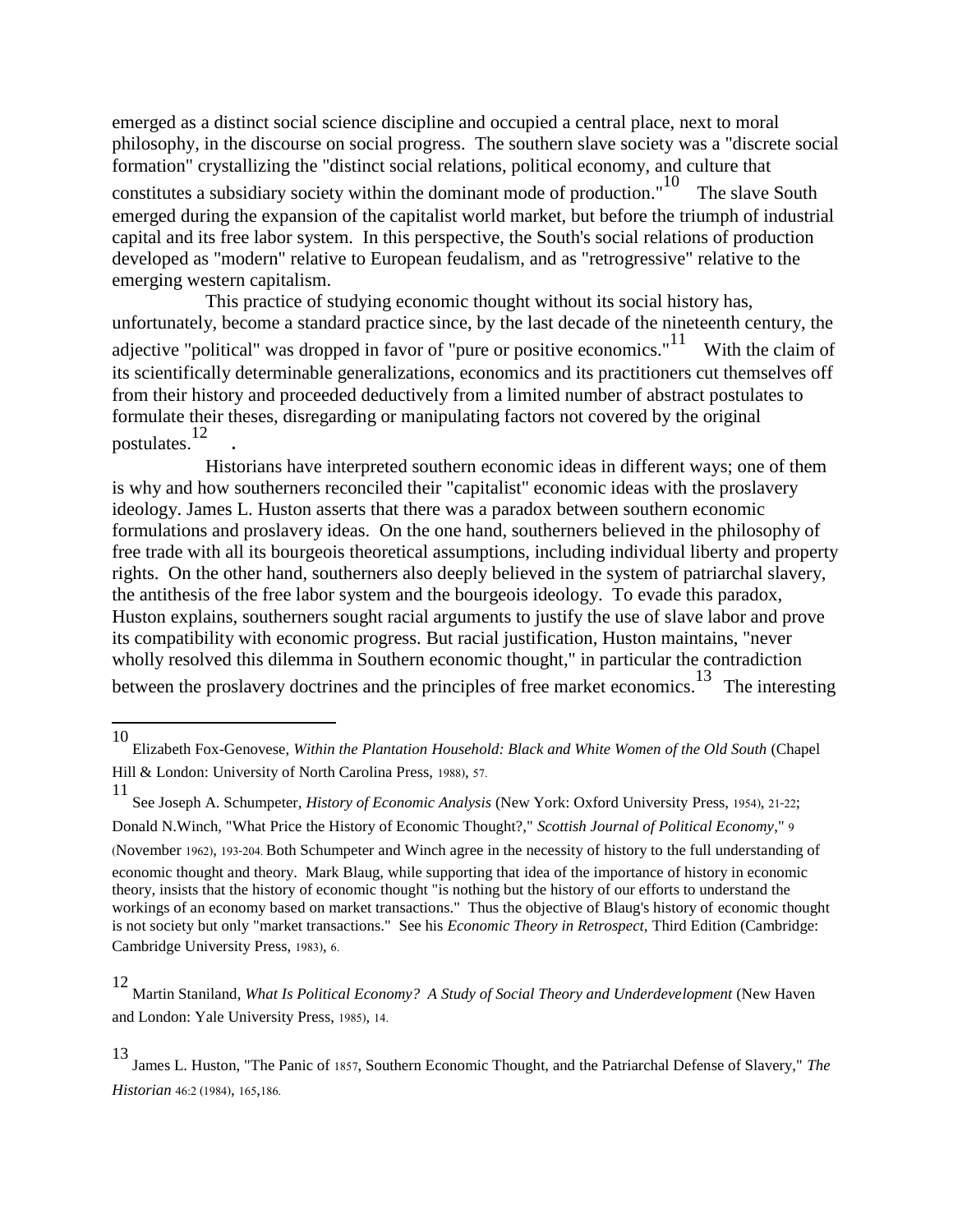emerged as a distinct social science discipline and occupied a central place, next to moral philosophy, in the discourse on social progress. The southern slave society was a "discrete social formation" crystallizing the "distinct social relations, political economy, and culture that constitutes a subsidiary society within the dominant mode of production."[10] The slave South emerged during the expansion of the capitalist world market, but before the triumph of industrial capital and its free labor system. In this perspective, the South's social relations of production developed as "modern" relative to European feudalism, and as "retrogressive" relative to the emerging western capitalism.

This practice of studying economic thought without its social history has, unfortunately, become a standard practice since, by the last decade of the nineteenth century, the adjective "political" was dropped in favor of "pure or positive economics."[11] With the claim of its scientifically determinable generalizations, economics and its practitioners cut themselves off from their history and proceeded deductively from a limited number of abstract postulates to formulate their theses, disregarding or manipulating factors not covered by the original postulates.[12] .

Historians have interpreted southern economic ideas in different ways; one of them is why and how southerners reconciled their "capitalist" economic ideas with the proslavery ideology. James L. Huston asserts that there was a paradox between southern economic formulations and proslavery ideas. On the one hand, southerners believed in the philosophy of free trade with all its bourgeois theoretical assumptions, including individual liberty and property rights. On the other hand, southerners also deeply believed in the system of patriarchal slavery, the antithesis of the free labor system and the bourgeois ideology. To evade this paradox, Huston explains, southerners sought racial arguments to justify the use of slave labor and prove its compatibility with economic progress. But racial justification, Huston maintains, "never wholly resolved this dilemma in Southern economic thought," in particular the contradiction between the proslavery doctrines and the principles of free market economics.[13] The interesting

---

[10] Elizabeth Fox-Genovese, *Within the Plantation Household: Black and White Women of the Old South* (Chapel Hill & London: University of North Carolina Press, 1988), 57.

[11] See Joseph A. Schumpeter, *History of Economic Analysis* (New York: Oxford University Press, 1954), 21-22; Donald N.Winch, "What Price the History of Economic Thought?," *Scottish Journal of Political Economy*," 9 (November 1962), 193-204. Both Schumpeter and Winch agree in the necessity of history to the full understanding of economic thought and theory. Mark Blaug, while supporting that idea of the importance of history in economic theory, insists that the history of economic thought "is nothing but the history of our efforts to understand the workings of an economy based on market transactions." Thus the objective of Blaug's history of economic thought is not society but only "market transactions." See his *Economic Theory in Retrospect*, Third Edition (Cambridge: Cambridge University Press, 1983), 6.

[12] Martin Staniland, *What Is Political Economy? A Study of Social Theory and Underdevelopment* (New Haven and London: Yale University Press, 1985), 14.

[13] James L. Huston, "The Panic of 1857, Southern Economic Thought, and the Patriarchal Defense of Slavery," *The Historian* 46:2 (1984), 165,186.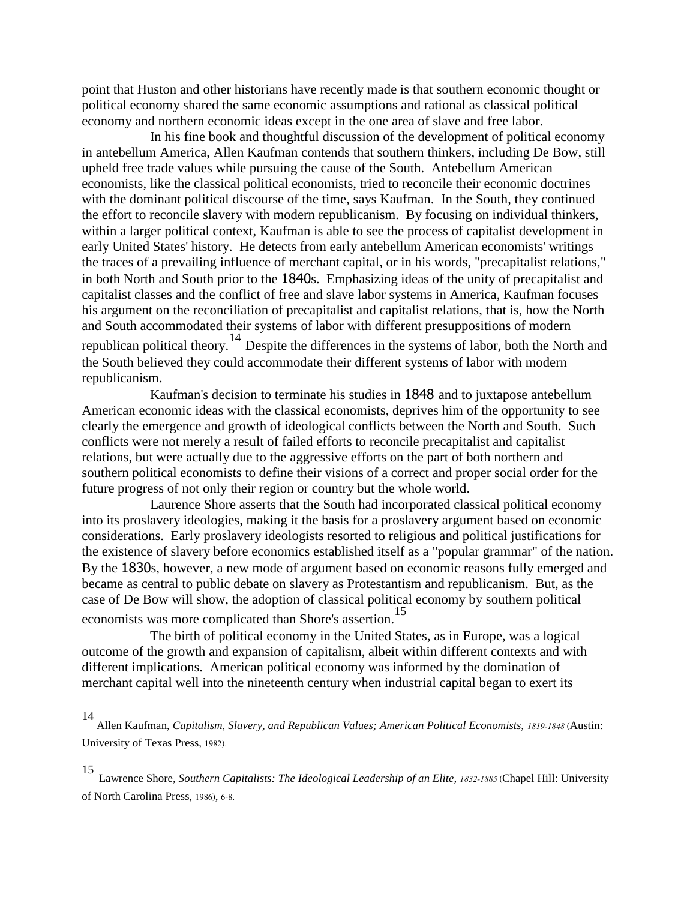point that Huston and other historians have recently made is that southern economic thought or political economy shared the same economic assumptions and rational as classical political economy and northern economic ideas except in the one area of slave and free labor.

In his fine book and thoughtful discussion of the development of political economy in antebellum America, Allen Kaufman contends that southern thinkers, including De Bow, still upheld free trade values while pursuing the cause of the South. Antebellum American economists, like the classical political economists, tried to reconcile their economic doctrines with the dominant political discourse of the time, says Kaufman. In the South, they continued the effort to reconcile slavery with modern republicanism. By focusing on individual thinkers, within a larger political context, Kaufman is able to see the process of capitalist development in early United States' history. He detects from early antebellum American economists' writings the traces of a prevailing influence of merchant capital, or in his words, "precapitalist relations," in both North and South prior to the 1840s. Emphasizing ideas of the unity of precapitalist and capitalist classes and the conflict of free and slave labor systems in America, Kaufman focuses his argument on the reconciliation of precapitalist and capitalist relations, that is, how the North and South accommodated their systems of labor with different presuppositions of modern republican political theory.[14] Despite the differences in the systems of labor, both the North and the South believed they could accommodate their different systems of labor with modern republicanism.

Kaufman's decision to terminate his studies in 1848 and to juxtapose antebellum American economic ideas with the classical economists, deprives him of the opportunity to see clearly the emergence and growth of ideological conflicts between the North and South. Such conflicts were not merely a result of failed efforts to reconcile precapitalist and capitalist relations, but were actually due to the aggressive efforts on the part of both northern and southern political economists to define their visions of a correct and proper social order for the future progress of not only their region or country but the whole world.

Laurence Shore asserts that the South had incorporated classical political economy into its proslavery ideologies, making it the basis for a proslavery argument based on economic considerations. Early proslavery ideologists resorted to religious and political justifications for the existence of slavery before economics established itself as a "popular grammar" of the nation. By the 1830s, however, a new mode of argument based on economic reasons fully emerged and became as central to public debate on slavery as Protestantism and republicanism. But, as the case of De Bow will show, the adoption of classical political economy by southern political economists was more complicated than Shore's assertion.[15]

The birth of political economy in the United States, as in Europe, was a logical outcome of the growth and expansion of capitalism, albeit within different contexts and with different implications. American political economy was informed by the domination of merchant capital well into the nineteenth century when industrial capital began to exert its

---

[14] Allen Kaufman, *Capitalism, Slavery, and Republican Values; American Political Economists, 1819-1848* (Austin: University of Texas Press, 1982).

[15] Lawrence Shore, *Southern Capitalists: The Ideological Leadership of an Elite, 1832-1885* (Chapel Hill: University of North Carolina Press, 1986), 6-8.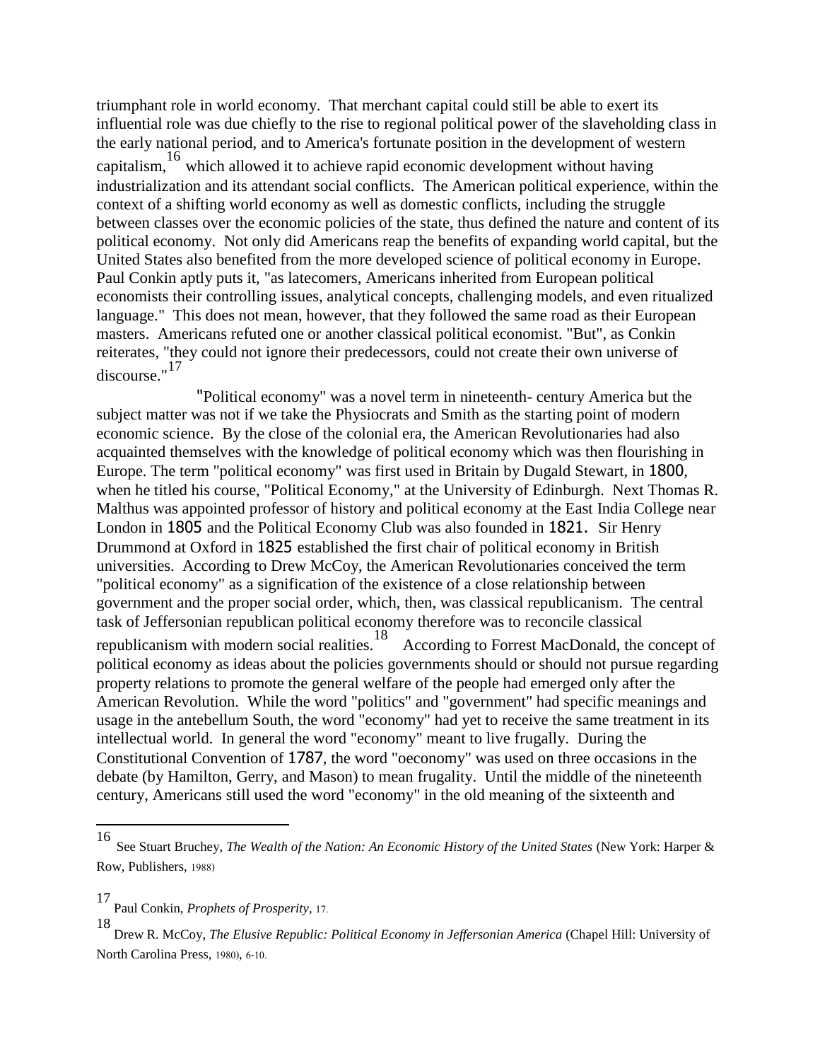triumphant role in world economy. That merchant capital could still be able to exert its influential role was due chiefly to the rise to regional political power of the slaveholding class in the early national period, and to America's fortunate position in the development of western capitalism,[16] which allowed it to achieve rapid economic development without having industrialization and its attendant social conflicts. The American political experience, within the context of a shifting world economy as well as domestic conflicts, including the struggle between classes over the economic policies of the state, thus defined the nature and content of its political economy. Not only did Americans reap the benefits of expanding world capital, but the United States also benefited from the more developed science of political economy in Europe. Paul Conkin aptly puts it, "as latecomers, Americans inherited from European political economists their controlling issues, analytical concepts, challenging models, and even ritualized language." This does not mean, however, that they followed the same road as their European masters. Americans refuted one or another classical political economist. "But", as Conkin reiterates, "they could not ignore their predecessors, could not create their own universe of discourse."[17]

"Political economy" was a novel term in nineteenth- century America but the subject matter was not if we take the Physiocrats and Smith as the starting point of modern economic science. By the close of the colonial era, the American Revolutionaries had also acquainted themselves with the knowledge of political economy which was then flourishing in Europe. The term "political economy" was first used in Britain by Dugald Stewart, in 1800, when he titled his course, "Political Economy," at the University of Edinburgh. Next Thomas R. Malthus was appointed professor of history and political economy at the East India College near London in 1805 and the Political Economy Club was also founded in 1821. Sir Henry Drummond at Oxford in 1825 established the first chair of political economy in British universities. According to Drew McCoy, the American Revolutionaries conceived the term "political economy" as a signification of the existence of a close relationship between government and the proper social order, which, then, was classical republicanism. The central task of Jeffersonian republican political economy therefore was to reconcile classical republicanism with modern social realities.[18] According to Forrest MacDonald, the concept of political economy as ideas about the policies governments should or should not pursue regarding property relations to promote the general welfare of the people had emerged only after the American Revolution. While the word "politics" and "government" had specific meanings and usage in the antebellum South, the word "economy" had yet to receive the same treatment in its intellectual world. In general the word "economy" meant to live frugally. During the Constitutional Convention of 1787, the word "oeconomy" was used on three occasions in the debate (by Hamilton, Gerry, and Mason) to mean frugality. Until the middle of the nineteenth century, Americans still used the word "economy" in the old meaning of the sixteenth and

---

[16] See Stuart Bruchey, *The Wealth of the Nation: An Economic History of the United States* (New York: Harper & Row, Publishers, 1988)

[17] Paul Conkin, *Prophets of Prosperity*, 17.

[18] Drew R. McCoy, *The Elusive Republic: Political Economy in Jeffersonian America* (Chapel Hill: University of North Carolina Press, 1980), 6-10.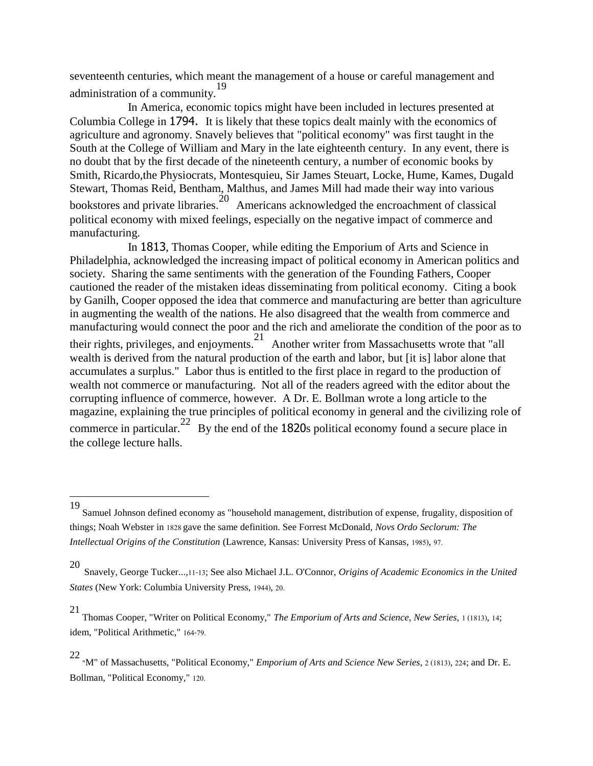seventeenth centuries, which meant the management of a house or careful management and administration of a community.[19]

In America, economic topics might have been included in lectures presented at Columbia College in 1794. It is likely that these topics dealt mainly with the economics of agriculture and agronomy. Snavely believes that "political economy" was first taught in the South at the College of William and Mary in the late eighteenth century. In any event, there is no doubt that by the first decade of the nineteenth century, a number of economic books by Smith, Ricardo,the Physiocrats, Montesquieu, Sir James Steuart, Locke, Hume, Kames, Dugald Stewart, Thomas Reid, Bentham, Malthus, and James Mill had made their way into various bookstores and private libraries.[20] Americans acknowledged the encroachment of classical political economy with mixed feelings, especially on the negative impact of commerce and manufacturing.

In 1813, Thomas Cooper, while editing the Emporium of Arts and Science in Philadelphia, acknowledged the increasing impact of political economy in American politics and society. Sharing the same sentiments with the generation of the Founding Fathers, Cooper cautioned the reader of the mistaken ideas disseminating from political economy. Citing a book by Ganilh, Cooper opposed the idea that commerce and manufacturing are better than agriculture in augmenting the wealth of the nations. He also disagreed that the wealth from commerce and manufacturing would connect the poor and the rich and ameliorate the condition of the poor as to their rights, privileges, and enjoyments.[21] Another writer from Massachusetts wrote that "all wealth is derived from the natural production of the earth and labor, but [it is] labor alone that accumulates a surplus." Labor thus is entitled to the first place in regard to the production of wealth not commerce or manufacturing. Not all of the readers agreed with the editor about the corrupting influence of commerce, however. A Dr. E. Bollman wrote a long article to the magazine, explaining the true principles of political economy in general and the civilizing role of commerce in particular.[22] By the end of the 1820s political economy found a secure place in the college lecture halls.

---

[19] Samuel Johnson defined economy as "household management, distribution of expense, frugality, disposition of things; Noah Webster in 1828 gave the same definition. See Forrest McDonald, *Novs Ordo Seclorum: The Intellectual Origins of the Constitution* (Lawrence, Kansas: University Press of Kansas, 1985), 97.

[20] Snavely, George Tucker...,11-13; See also Michael J.L. O'Connor, *Origins of Academic Economics in the United States* (New York: Columbia University Press, 1944), 20.

[21] Thomas Cooper, "Writer on Political Economy," *The Emporium of Arts and Science, New Series*, 1 (1813), 14; idem, "Political Arithmetic," 164-79.

[22] "M" of Massachusetts, "Political Economy," *Emporium of Arts and Science New Series*, 2 (1813), 224; and Dr. E. Bollman, "Political Economy," 120.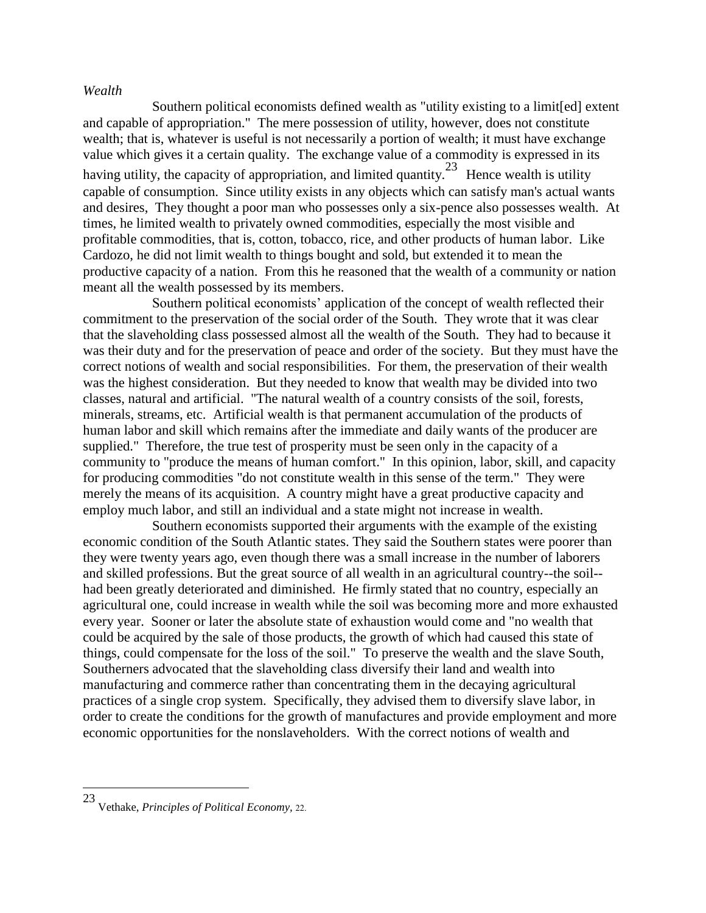*Wealth*

Southern political economists defined wealth as "utility existing to a limit[ed] extent and capable of appropriation." The mere possession of utility, however, does not constitute wealth; that is, whatever is useful is not necessarily a portion of wealth; it must have exchange value which gives it a certain quality. The exchange value of a commodity is expressed in its having utility, the capacity of appropriation, and limited quantity.[23] Hence wealth is utility capable of consumption. Since utility exists in any objects which can satisfy man's actual wants and desires, They thought a poor man who possesses only a six-pence also possesses wealth. At times, he limited wealth to privately owned commodities, especially the most visible and profitable commodities, that is, cotton, tobacco, rice, and other products of human labor. Like Cardozo, he did not limit wealth to things bought and sold, but extended it to mean the productive capacity of a nation. From this he reasoned that the wealth of a community or nation meant all the wealth possessed by its members.

Southern political economists' application of the concept of wealth reflected their commitment to the preservation of the social order of the South. They wrote that it was clear that the slaveholding class possessed almost all the wealth of the South. They had to because it was their duty and for the preservation of peace and order of the society. But they must have the correct notions of wealth and social responsibilities. For them, the preservation of their wealth was the highest consideration. But they needed to know that wealth may be divided into two classes, natural and artificial. "The natural wealth of a country consists of the soil, forests, minerals, streams, etc. Artificial wealth is that permanent accumulation of the products of human labor and skill which remains after the immediate and daily wants of the producer are supplied." Therefore, the true test of prosperity must be seen only in the capacity of a community to "produce the means of human comfort." In this opinion, labor, skill, and capacity for producing commodities "do not constitute wealth in this sense of the term." They were merely the means of its acquisition. A country might have a great productive capacity and employ much labor, and still an individual and a state might not increase in wealth.

Southern economists supported their arguments with the example of the existing economic condition of the South Atlantic states. They said the Southern states were poorer than they were twenty years ago, even though there was a small increase in the number of laborers and skilled professions. But the great source of all wealth in an agricultural country--the soil--had been greatly deteriorated and diminished. He firmly stated that no country, especially an agricultural one, could increase in wealth while the soil was becoming more and more exhausted every year. Sooner or later the absolute state of exhaustion would come and "no wealth that could be acquired by the sale of those products, the growth of which had caused this state of things, could compensate for the loss of the soil." To preserve the wealth and the slave South, Southerners advocated that the slaveholding class diversify their land and wealth into manufacturing and commerce rather than concentrating them in the decaying agricultural practices of a single crop system. Specifically, they advised them to diversify slave labor, in order to create the conditions for the growth of manufactures and provide employment and more economic opportunities for the nonslaveholders. With the correct notions of wealth and

---

[23] Vethake, *Principles of Political Economy*, 22.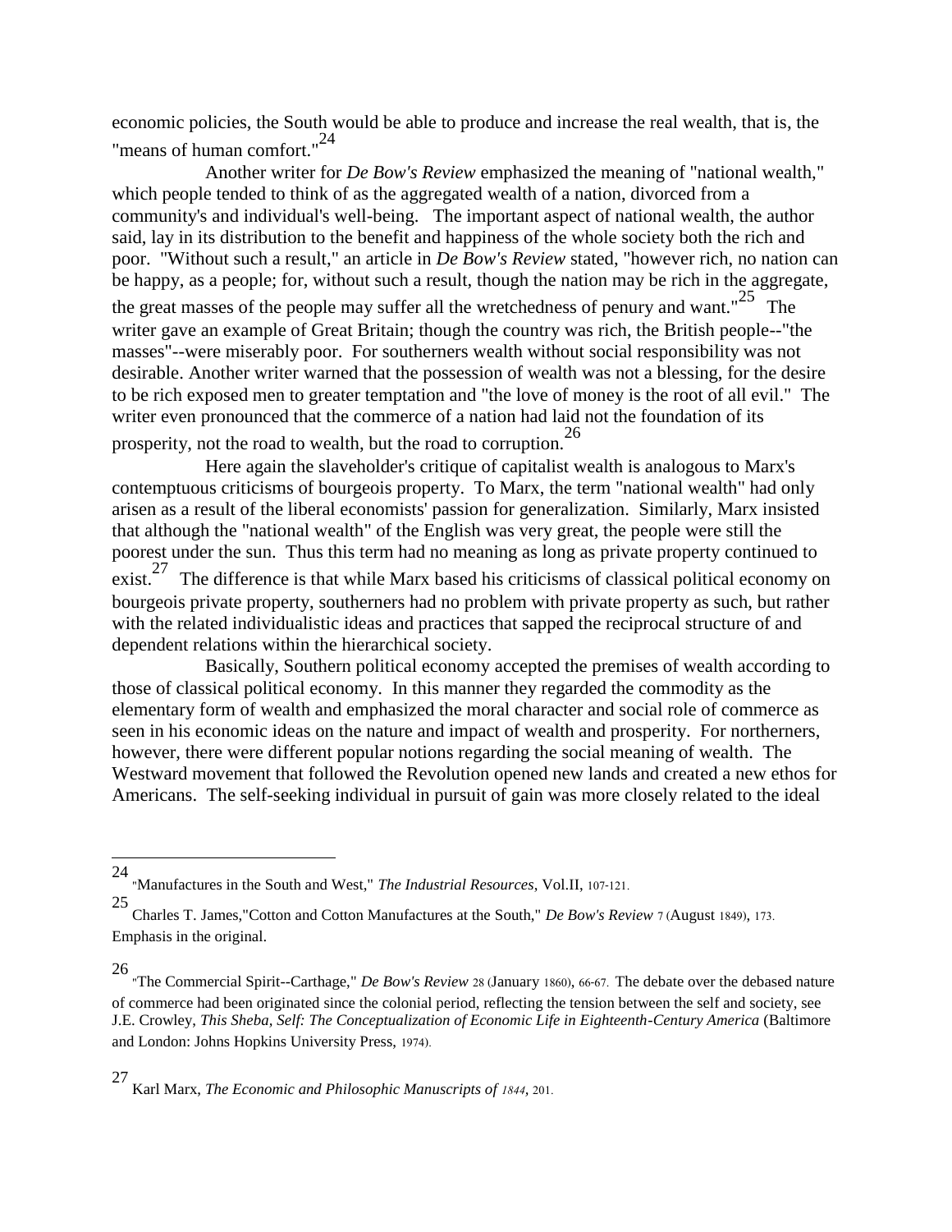economic policies, the South would be able to produce and increase the real wealth, that is, the "means of human comfort."[24]

Another writer for *De Bow's Review* emphasized the meaning of "national wealth," which people tended to think of as the aggregated wealth of a nation, divorced from a community's and individual's well-being. The important aspect of national wealth, the author said, lay in its distribution to the benefit and happiness of the whole society both the rich and poor. "Without such a result," an article in *De Bow's Review* stated, "however rich, no nation can be happy, as a people; for, without such a result, though the nation may be rich in the aggregate, the great masses of the people may suffer all the wretchedness of penury and want."[25] The writer gave an example of Great Britain; though the country was rich, the British people--"the masses"--were miserably poor. For southerners wealth without social responsibility was not desirable. Another writer warned that the possession of wealth was not a blessing, for the desire to be rich exposed men to greater temptation and "the love of money is the root of all evil." The writer even pronounced that the commerce of a nation had laid not the foundation of its prosperity, not the road to wealth, but the road to corruption.[26]

Here again the slaveholder's critique of capitalist wealth is analogous to Marx's contemptuous criticisms of bourgeois property. To Marx, the term "national wealth" had only arisen as a result of the liberal economists' passion for generalization. Similarly, Marx insisted that although the "national wealth" of the English was very great, the people were still the poorest under the sun. Thus this term had no meaning as long as private property continued to exist.[27] The difference is that while Marx based his criticisms of classical political economy on bourgeois private property, southerners had no problem with private property as such, but rather with the related individualistic ideas and practices that sapped the reciprocal structure of and dependent relations within the hierarchical society.

Basically, Southern political economy accepted the premises of wealth according to those of classical political economy. In this manner they regarded the commodity as the elementary form of wealth and emphasized the moral character and social role of commerce as seen in his economic ideas on the nature and impact of wealth and prosperity. For northerners, however, there were different popular notions regarding the social meaning of wealth. The Westward movement that followed the Revolution opened new lands and created a new ethos for Americans. The self-seeking individual in pursuit of gain was more closely related to the ideal

---

24 "Manufactures in the South and West," *The Industrial Resources*, Vol.II, 107-121.

25 Charles T. James,"Cotton and Cotton Manufactures at the South," *De Bow's Review* 7 (August 1849), 173. Emphasis in the original.

26 "The Commercial Spirit--Carthage," *De Bow's Review* 28 (January 1860), 66-67. The debate over the debased nature of commerce had been originated since the colonial period, reflecting the tension between the self and society, see J.E. Crowley, *This Sheba, Self: The Conceptualization of Economic Life in Eighteenth-Century America* (Baltimore and London: Johns Hopkins University Press, 1974).

27 Karl Marx, *The Economic and Philosophic Manuscripts of 1844*, 201.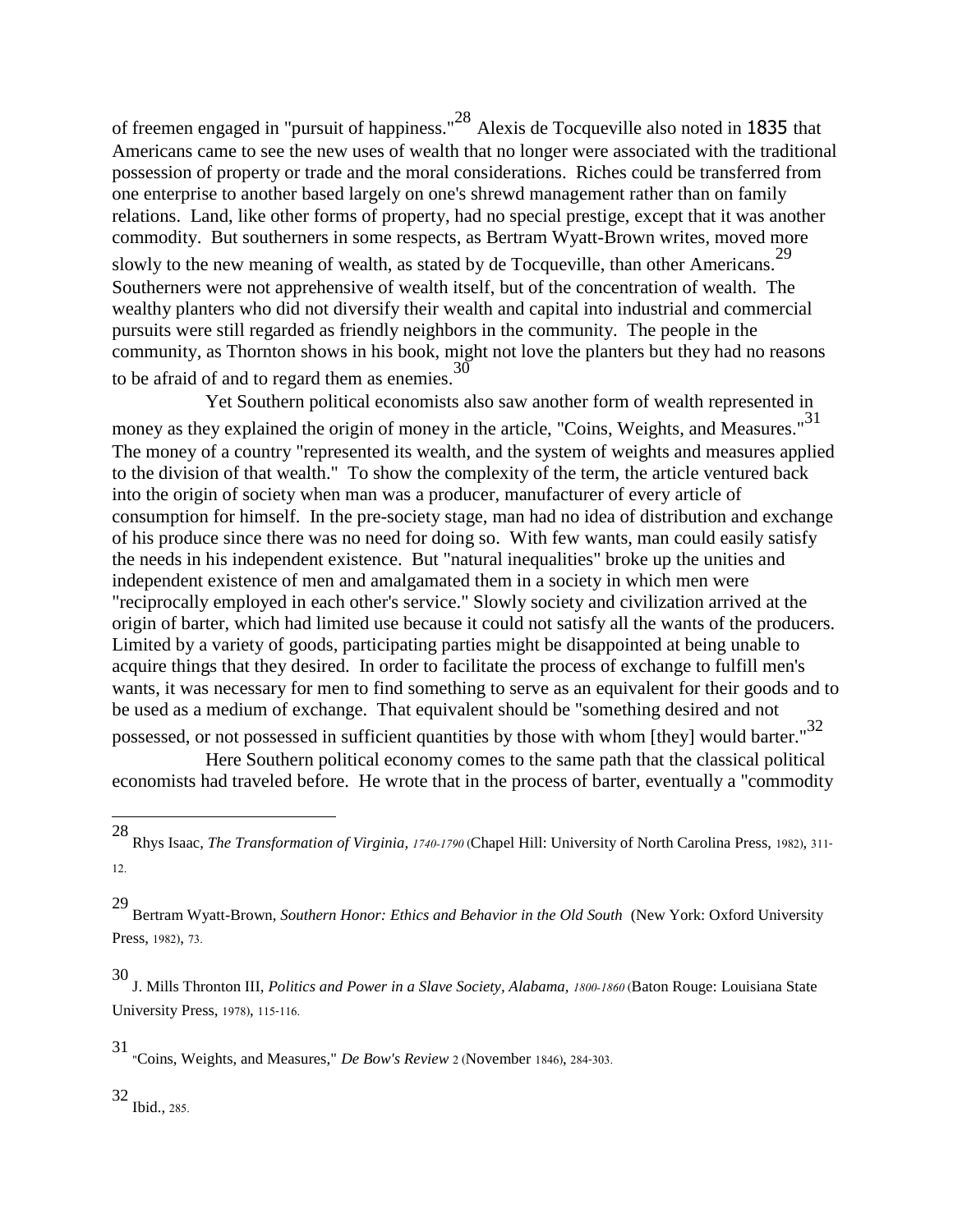of freemen engaged in "pursuit of happiness."[28] Alexis de Tocqueville also noted in 1835 that Americans came to see the new uses of wealth that no longer were associated with the traditional possession of property or trade and the moral considerations. Riches could be transferred from one enterprise to another based largely on one's shrewd management rather than on family relations. Land, like other forms of property, had no special prestige, except that it was another commodity. But southerners in some respects, as Bertram Wyatt-Brown writes, moved more slowly to the new meaning of wealth, as stated by de Tocqueville, than other Americans.[29] Southerners were not apprehensive of wealth itself, but of the concentration of wealth. The wealthy planters who did not diversify their wealth and capital into industrial and commercial pursuits were still regarded as friendly neighbors in the community. The people in the community, as Thornton shows in his book, might not love the planters but they had no reasons to be afraid of and to regard them as enemies.[30]

Yet Southern political economists also saw another form of wealth represented in money as they explained the origin of money in the article, "Coins, Weights, and Measures."[31] The money of a country "represented its wealth, and the system of weights and measures applied to the division of that wealth." To show the complexity of the term, the article ventured back into the origin of society when man was a producer, manufacturer of every article of consumption for himself. In the pre-society stage, man had no idea of distribution and exchange of his produce since there was no need for doing so. With few wants, man could easily satisfy the needs in his independent existence. But "natural inequalities" broke up the unities and independent existence of men and amalgamated them in a society in which men were "reciprocally employed in each other's service." Slowly society and civilization arrived at the origin of barter, which had limited use because it could not satisfy all the wants of the producers. Limited by a variety of goods, participating parties might be disappointed at being unable to acquire things that they desired. In order to facilitate the process of exchange to fulfill men's wants, it was necessary for men to find something to serve as an equivalent for their goods and to be used as a medium of exchange. That equivalent should be "something desired and not possessed, or not possessed in sufficient quantities by those with whom [they] would barter."[32]

Here Southern political economy comes to the same path that the classical political economists had traveled before. He wrote that in the process of barter, eventually a "commodity

---

28 Rhys Isaac, *The Transformation of Virginia, 1740-1790* (Chapel Hill: University of North Carolina Press, 1982), 311-12.

29 Bertram Wyatt-Brown, *Southern Honor: Ethics and Behavior in the Old South* (New York: Oxford University Press, 1982), 73.

30 J. Mills Thronton III, *Politics and Power in a Slave Society, Alabama, 1800-1860* (Baton Rouge: Louisiana State University Press, 1978), 115-116.

31 "Coins, Weights, and Measures," *De Bow's Review* 2 (November 1846), 284-303.

32 Ibid., 285.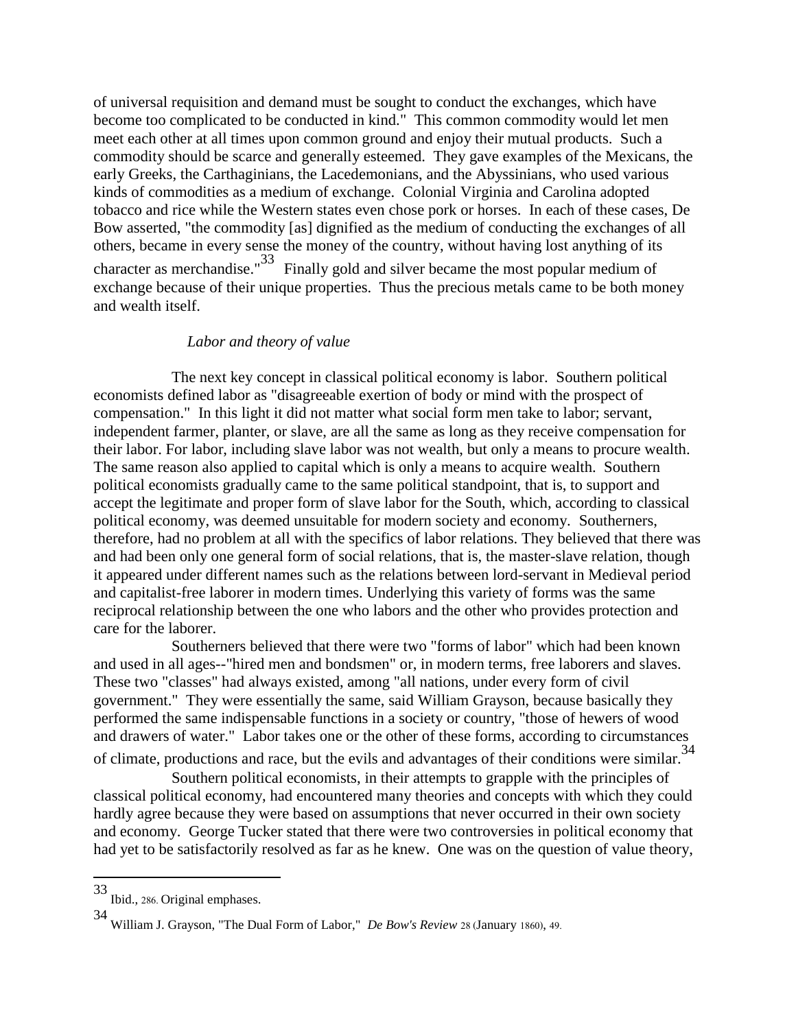of universal requisition and demand must be sought to conduct the exchanges, which have become too complicated to be conducted in kind." This common commodity would let men meet each other at all times upon common ground and enjoy their mutual products. Such a commodity should be scarce and generally esteemed. They gave examples of the Mexicans, the early Greeks, the Carthaginians, the Lacedemonians, and the Abyssinians, who used various kinds of commodities as a medium of exchange. Colonial Virginia and Carolina adopted tobacco and rice while the Western states even chose pork or horses. In each of these cases, De Bow asserted, "the commodity [as] dignified as the medium of conducting the exchanges of all others, became in every sense the money of the country, without having lost anything of its character as merchandise."[33] Finally gold and silver became the most popular medium of exchange because of their unique properties. Thus the precious metals came to be both money and wealth itself.

### *Labor and theory of value*

The next key concept in classical political economy is labor. Southern political economists defined labor as "disagreeable exertion of body or mind with the prospect of compensation." In this light it did not matter what social form men take to labor; servant, independent farmer, planter, or slave, are all the same as long as they receive compensation for their labor. For labor, including slave labor was not wealth, but only a means to procure wealth. The same reason also applied to capital which is only a means to acquire wealth. Southern political economists gradually came to the same political standpoint, that is, to support and accept the legitimate and proper form of slave labor for the South, which, according to classical political economy, was deemed unsuitable for modern society and economy. Southerners, therefore, had no problem at all with the specifics of labor relations. They believed that there was and had been only one general form of social relations, that is, the master-slave relation, though it appeared under different names such as the relations between lord-servant in Medieval period and capitalist-free laborer in modern times. Underlying this variety of forms was the same reciprocal relationship between the one who labors and the other who provides protection and care for the laborer.

Southerners believed that there were two "forms of labor" which had been known and used in all ages--"hired men and bondsmen" or, in modern terms, free laborers and slaves. These two "classes" had always existed, among "all nations, under every form of civil government." They were essentially the same, said William Grayson, because basically they performed the same indispensable functions in a society or country, "those of hewers of wood and drawers of water." Labor takes one or the other of these forms, according to circumstances of climate, productions and race, but the evils and advantages of their conditions were similar.[34]

Southern political economists, in their attempts to grapple with the principles of classical political economy, had encountered many theories and concepts with which they could hardly agree because they were based on assumptions that never occurred in their own society and economy. George Tucker stated that there were two controversies in political economy that had yet to be satisfactorily resolved as far as he knew. One was on the question of value theory,

---

[33] Ibid., 286. Original emphases.

[34] William J. Grayson, "The Dual Form of Labor," *De Bow's Review* 28 (January 1860), 49.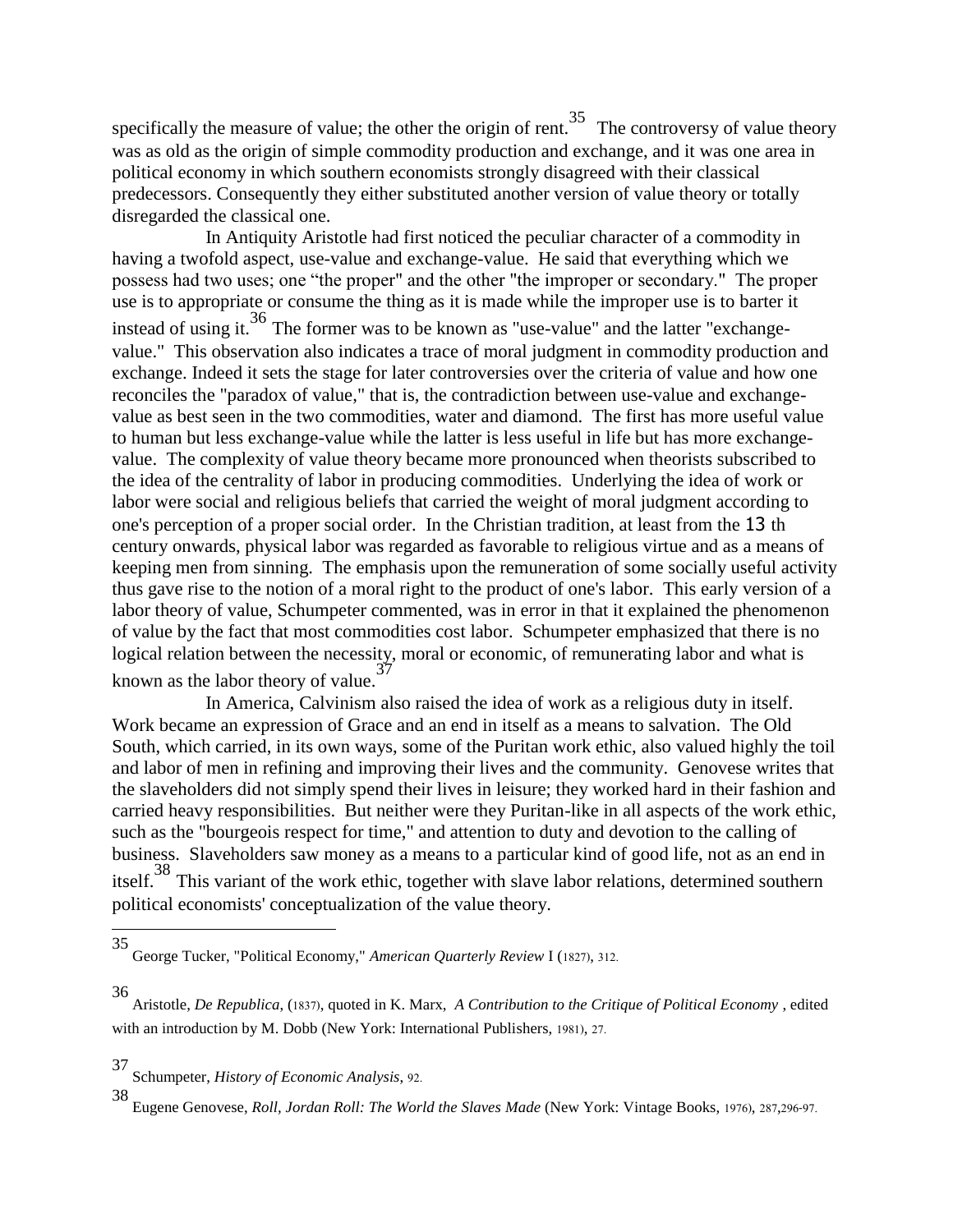specifically the measure of value; the other the origin of rent.[35] The controversy of value theory was as old as the origin of simple commodity production and exchange, and it was one area in political economy in which southern economists strongly disagreed with their classical predecessors. Consequently they either substituted another version of value theory or totally disregarded the classical one.

In Antiquity Aristotle had first noticed the peculiar character of a commodity in having a twofold aspect, use-value and exchange-value. He said that everything which we possess had two uses; one "the proper" and the other "the improper or secondary." The proper use is to appropriate or consume the thing as it is made while the improper use is to barter it instead of using it.[36] The former was to be known as "use-value" and the latter "exchange-value." This observation also indicates a trace of moral judgment in commodity production and exchange. Indeed it sets the stage for later controversies over the criteria of value and how one reconciles the "paradox of value," that is, the contradiction between use-value and exchange-value as best seen in the two commodities, water and diamond. The first has more useful value to human but less exchange-value while the latter is less useful in life but has more exchange-value. The complexity of value theory became more pronounced when theorists subscribed to the idea of the centrality of labor in producing commodities. Underlying the idea of work or labor were social and religious beliefs that carried the weight of moral judgment according to one's perception of a proper social order. In the Christian tradition, at least from the 13 th century onwards, physical labor was regarded as favorable to religious virtue and as a means of keeping men from sinning. The emphasis upon the remuneration of some socially useful activity thus gave rise to the notion of a moral right to the product of one's labor. This early version of a labor theory of value, Schumpeter commented, was in error in that it explained the phenomenon of value by the fact that most commodities cost labor. Schumpeter emphasized that there is no logical relation between the necessity, moral or economic, of remunerating labor and what is known as the labor theory of value.[37]

In America, Calvinism also raised the idea of work as a religious duty in itself. Work became an expression of Grace and an end in itself as a means to salvation. The Old South, which carried, in its own ways, some of the Puritan work ethic, also valued highly the toil and labor of men in refining and improving their lives and the community. Genovese writes that the slaveholders did not simply spend their lives in leisure; they worked hard in their fashion and carried heavy responsibilities. But neither were they Puritan-like in all aspects of the work ethic, such as the "bourgeois respect for time," and attention to duty and devotion to the calling of business. Slaveholders saw money as a means to a particular kind of good life, not as an end in itself.[38] This variant of the work ethic, together with slave labor relations, determined southern political economists' conceptualization of the value theory.

---

[35] George Tucker, "Political Economy," *American Quarterly Review* I (1827), 312.

[36] Aristotle, *De Republica*, (1837), quoted in K. Marx, *A Contribution to the Critique of Political Economy* , edited with an introduction by M. Dobb (New York: International Publishers, 1981), 27.

[37] Schumpeter, *History of Economic Analysis*, 92.

[38] Eugene Genovese, *Roll, Jordan Roll: The World the Slaves Made* (New York: Vintage Books, 1976), 287,296-97.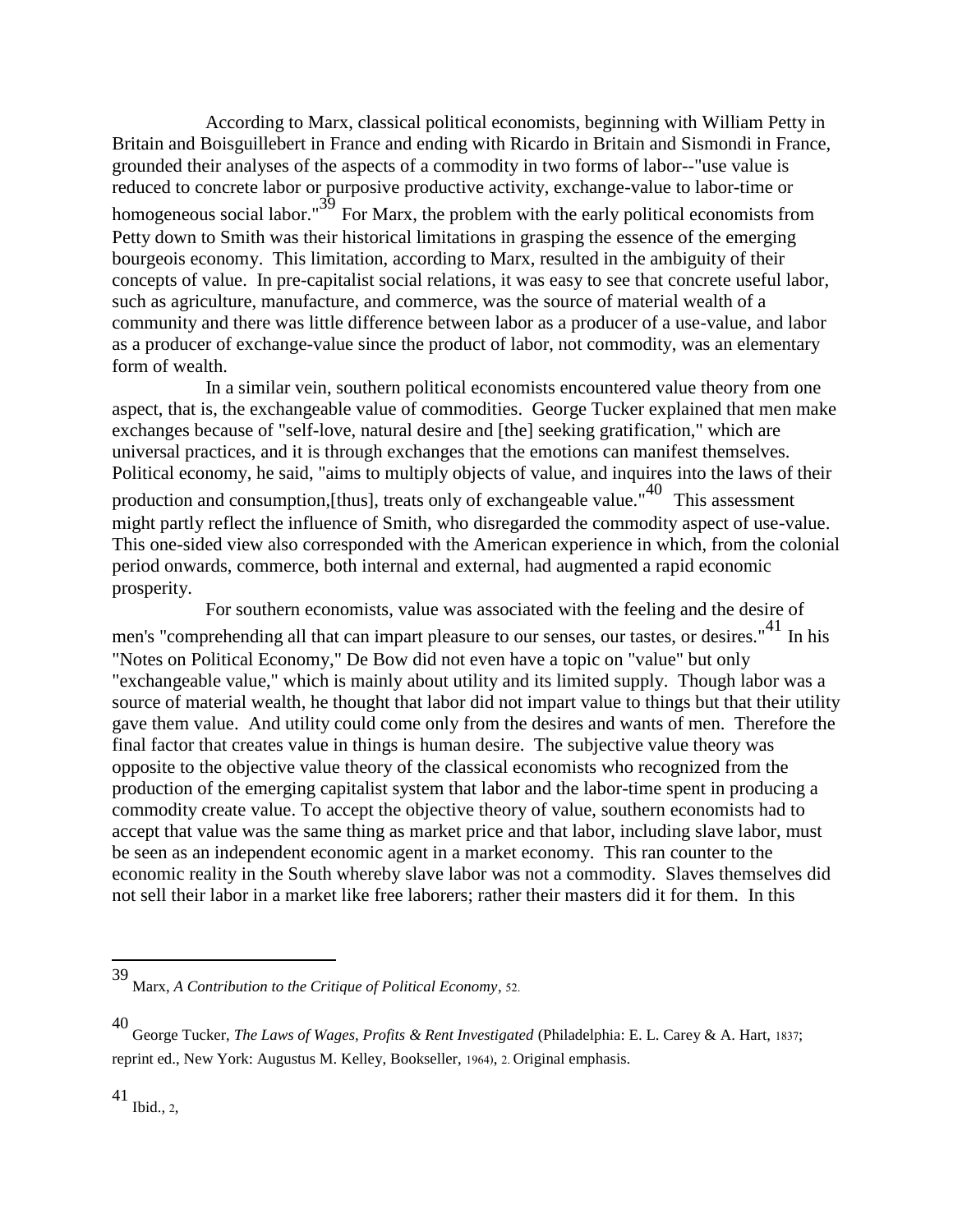According to Marx, classical political economists, beginning with William Petty in Britain and Boisguillebert in France and ending with Ricardo in Britain and Sismondi in France, grounded their analyses of the aspects of a commodity in two forms of labor--"use value is reduced to concrete labor or purposive productive activity, exchange-value to labor-time or homogeneous social labor."[39] For Marx, the problem with the early political economists from Petty down to Smith was their historical limitations in grasping the essence of the emerging bourgeois economy. This limitation, according to Marx, resulted in the ambiguity of their concepts of value. In pre-capitalist social relations, it was easy to see that concrete useful labor, such as agriculture, manufacture, and commerce, was the source of material wealth of a community and there was little difference between labor as a producer of a use-value, and labor as a producer of exchange-value since the product of labor, not commodity, was an elementary form of wealth.

In a similar vein, southern political economists encountered value theory from one aspect, that is, the exchangeable value of commodities. George Tucker explained that men make exchanges because of "self-love, natural desire and [the] seeking gratification," which are universal practices, and it is through exchanges that the emotions can manifest themselves. Political economy, he said, "aims to multiply objects of value, and inquires into the laws of their production and consumption,[thus], treats only of exchangeable value."[40] This assessment might partly reflect the influence of Smith, who disregarded the commodity aspect of use-value. This one-sided view also corresponded with the American experience in which, from the colonial period onwards, commerce, both internal and external, had augmented a rapid economic prosperity.

For southern economists, value was associated with the feeling and the desire of men's "comprehending all that can impart pleasure to our senses, our tastes, or desires."[41] In his "Notes on Political Economy," De Bow did not even have a topic on "value" but only "exchangeable value," which is mainly about utility and its limited supply. Though labor was a source of material wealth, he thought that labor did not impart value to things but that their utility gave them value. And utility could come only from the desires and wants of men. Therefore the final factor that creates value in things is human desire. The subjective value theory was opposite to the objective value theory of the classical economists who recognized from the production of the emerging capitalist system that labor and the labor-time spent in producing a commodity create value. To accept the objective theory of value, southern economists had to accept that value was the same thing as market price and that labor, including slave labor, must be seen as an independent economic agent in a market economy. This ran counter to the economic reality in the South whereby slave labor was not a commodity. Slaves themselves did not sell their labor in a market like free laborers; rather their masters did it for them. In this

---

39 Marx, *A Contribution to the Critique of Political Economy*, 52.

40 George Tucker, *The Laws of Wages, Profits & Rent Investigated* (Philadelphia: E. L. Carey & A. Hart, 1837; reprint ed., New York: Augustus M. Kelley, Bookseller, 1964), 2. Original emphasis.

41 Ibid., 2,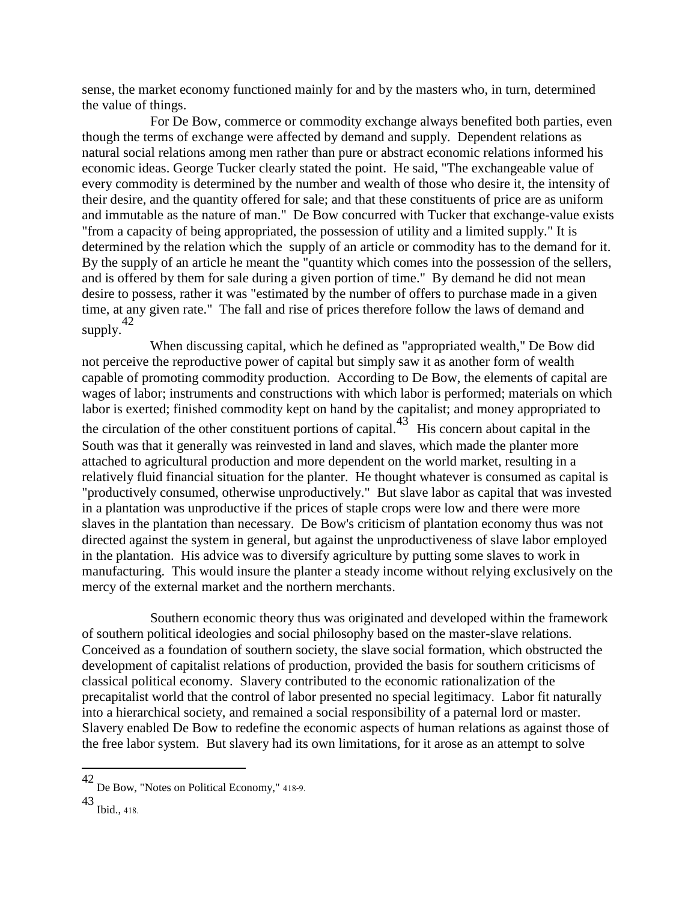sense, the market economy functioned mainly for and by the masters who, in turn, determined the value of things.

For De Bow, commerce or commodity exchange always benefited both parties, even though the terms of exchange were affected by demand and supply. Dependent relations as natural social relations among men rather than pure or abstract economic relations informed his economic ideas. George Tucker clearly stated the point. He said, "The exchangeable value of every commodity is determined by the number and wealth of those who desire it, the intensity of their desire, and the quantity offered for sale; and that these constituents of price are as uniform and immutable as the nature of man." De Bow concurred with Tucker that exchange-value exists "from a capacity of being appropriated, the possession of utility and a limited supply." It is determined by the relation which the supply of an article or commodity has to the demand for it. By the supply of an article he meant the "quantity which comes into the possession of the sellers, and is offered by them for sale during a given portion of time." By demand he did not mean desire to possess, rather it was "estimated by the number of offers to purchase made in a given time, at any given rate." The fall and rise of prices therefore follow the laws of demand and supply.[42]

When discussing capital, which he defined as "appropriated wealth," De Bow did not perceive the reproductive power of capital but simply saw it as another form of wealth capable of promoting commodity production. According to De Bow, the elements of capital are wages of labor; instruments and constructions with which labor is performed; materials on which labor is exerted; finished commodity kept on hand by the capitalist; and money appropriated to the circulation of the other constituent portions of capital.[43] His concern about capital in the South was that it generally was reinvested in land and slaves, which made the planter more attached to agricultural production and more dependent on the world market, resulting in a relatively fluid financial situation for the planter. He thought whatever is consumed as capital is "productively consumed, otherwise unproductively." But slave labor as capital that was invested in a plantation was unproductive if the prices of staple crops were low and there were more slaves in the plantation than necessary. De Bow's criticism of plantation economy thus was not directed against the system in general, but against the unproductiveness of slave labor employed in the plantation. His advice was to diversify agriculture by putting some slaves to work in manufacturing. This would insure the planter a steady income without relying exclusively on the mercy of the external market and the northern merchants.

Southern economic theory thus was originated and developed within the framework of southern political ideologies and social philosophy based on the master-slave relations. Conceived as a foundation of southern society, the slave social formation, which obstructed the development of capitalist relations of production, provided the basis for southern criticisms of classical political economy. Slavery contributed to the economic rationalization of the precapitalist world that the control of labor presented no special legitimacy. Labor fit naturally into a hierarchical society, and remained a social responsibility of a paternal lord or master. Slavery enabled De Bow to redefine the economic aspects of human relations as against those of the free labor system. But slavery had its own limitations, for it arose as an attempt to solve

---

[42] De Bow, "Notes on Political Economy," 418-9.

[43] Ibid., 418.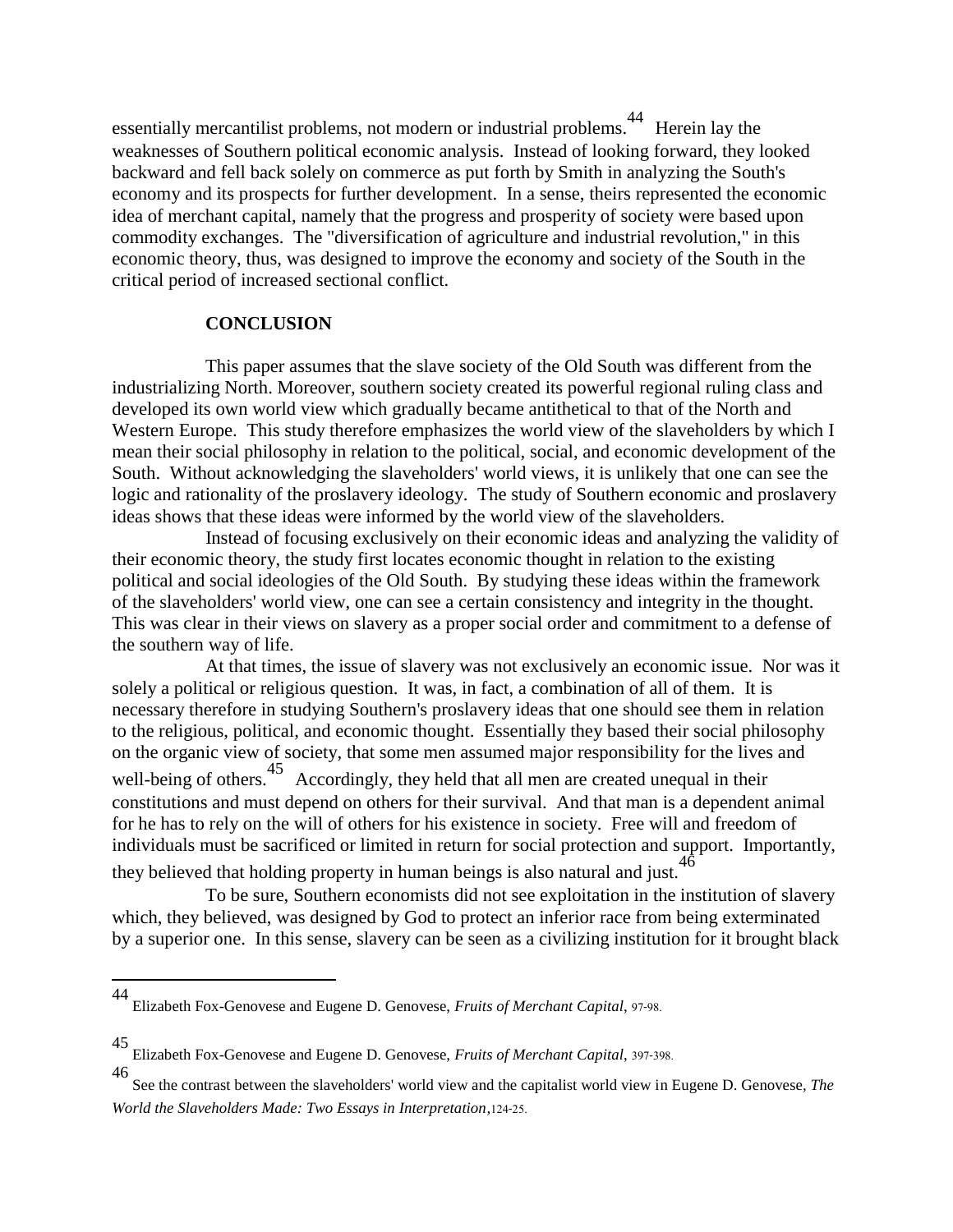essentially mercantilist problems, not modern or industrial problems.[44] Herein lay the weaknesses of Southern political economic analysis. Instead of looking forward, they looked backward and fell back solely on commerce as put forth by Smith in analyzing the South's economy and its prospects for further development. In a sense, theirs represented the economic idea of merchant capital, namely that the progress and prosperity of society were based upon commodity exchanges. The "diversification of agriculture and industrial revolution," in this economic theory, thus, was designed to improve the economy and society of the South in the critical period of increased sectional conflict.

## CONCLUSION

This paper assumes that the slave society of the Old South was different from the industrializing North. Moreover, southern society created its powerful regional ruling class and developed its own world view which gradually became antithetical to that of the North and Western Europe. This study therefore emphasizes the world view of the slaveholders by which I mean their social philosophy in relation to the political, social, and economic development of the South. Without acknowledging the slaveholders' world views, it is unlikely that one can see the logic and rationality of the proslavery ideology. The study of Southern economic and proslavery ideas shows that these ideas were informed by the world view of the slaveholders.

Instead of focusing exclusively on their economic ideas and analyzing the validity of their economic theory, the study first locates economic thought in relation to the existing political and social ideologies of the Old South. By studying these ideas within the framework of the slaveholders' world view, one can see a certain consistency and integrity in the thought. This was clear in their views on slavery as a proper social order and commitment to a defense of the southern way of life.

At that times, the issue of slavery was not exclusively an economic issue. Nor was it solely a political or religious question. It was, in fact, a combination of all of them. It is necessary therefore in studying Southern's proslavery ideas that one should see them in relation to the religious, political, and economic thought. Essentially they based their social philosophy on the organic view of society, that some men assumed major responsibility for the lives and well-being of others.[45] Accordingly, they held that all men are created unequal in their constitutions and must depend on others for their survival. And that man is a dependent animal for he has to rely on the will of others for his existence in society. Free will and freedom of individuals must be sacrificed or limited in return for social protection and support. Importantly, they believed that holding property in human beings is also natural and just.[46]

To be sure, Southern economists did not see exploitation in the institution of slavery which, they believed, was designed by God to protect an inferior race from being exterminated by a superior one. In this sense, slavery can be seen as a civilizing institution for it brought black

---

[44] Elizabeth Fox-Genovese and Eugene D. Genovese, *Fruits of Merchant Capital*, 97-98.

[45] Elizabeth Fox-Genovese and Eugene D. Genovese, *Fruits of Merchant Capital*, 397-398.

[46] See the contrast between the slaveholders' world view and the capitalist world view in Eugene D. Genovese, *The World the Slaveholders Made: Two Essays in Interpretation*,124-25.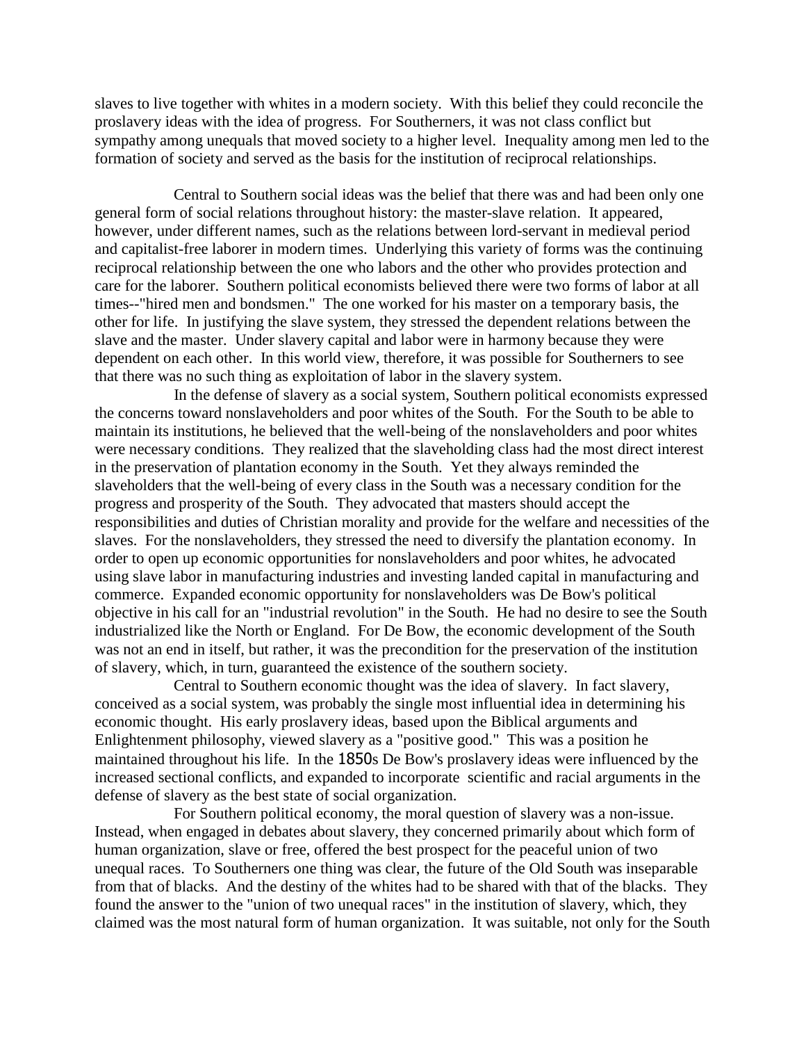slaves to live together with whites in a modern society. With this belief they could reconcile the proslavery ideas with the idea of progress. For Southerners, it was not class conflict but sympathy among unequals that moved society to a higher level. Inequality among men led to the formation of society and served as the basis for the institution of reciprocal relationships.

Central to Southern social ideas was the belief that there was and had been only one general form of social relations throughout history: the master-slave relation. It appeared, however, under different names, such as the relations between lord-servant in medieval period and capitalist-free laborer in modern times. Underlying this variety of forms was the continuing reciprocal relationship between the one who labors and the other who provides protection and care for the laborer. Southern political economists believed there were two forms of labor at all times--"hired men and bondsmen." The one worked for his master on a temporary basis, the other for life. In justifying the slave system, they stressed the dependent relations between the slave and the master. Under slavery capital and labor were in harmony because they were dependent on each other. In this world view, therefore, it was possible for Southerners to see that there was no such thing as exploitation of labor in the slavery system.

In the defense of slavery as a social system, Southern political economists expressed the concerns toward nonslaveholders and poor whites of the South. For the South to be able to maintain its institutions, he believed that the well-being of the nonslaveholders and poor whites were necessary conditions. They realized that the slaveholding class had the most direct interest in the preservation of plantation economy in the South. Yet they always reminded the slaveholders that the well-being of every class in the South was a necessary condition for the progress and prosperity of the South. They advocated that masters should accept the responsibilities and duties of Christian morality and provide for the welfare and necessities of the slaves. For the nonslaveholders, they stressed the need to diversify the plantation economy. In order to open up economic opportunities for nonslaveholders and poor whites, he advocated using slave labor in manufacturing industries and investing landed capital in manufacturing and commerce. Expanded economic opportunity for nonslaveholders was De Bow's political objective in his call for an "industrial revolution" in the South. He had no desire to see the South industrialized like the North or England. For De Bow, the economic development of the South was not an end in itself, but rather, it was the precondition for the preservation of the institution of slavery, which, in turn, guaranteed the existence of the southern society.

Central to Southern economic thought was the idea of slavery. In fact slavery, conceived as a social system, was probably the single most influential idea in determining his economic thought. His early proslavery ideas, based upon the Biblical arguments and Enlightenment philosophy, viewed slavery as a "positive good." This was a position he maintained throughout his life. In the 1850s De Bow's proslavery ideas were influenced by the increased sectional conflicts, and expanded to incorporate scientific and racial arguments in the defense of slavery as the best state of social organization.

For Southern political economy, the moral question of slavery was a non-issue. Instead, when engaged in debates about slavery, they concerned primarily about which form of human organization, slave or free, offered the best prospect for the peaceful union of two unequal races. To Southerners one thing was clear, the future of the Old South was inseparable from that of blacks. And the destiny of the whites had to be shared with that of the blacks. They found the answer to the "union of two unequal races" in the institution of slavery, which, they claimed was the most natural form of human organization. It was suitable, not only for the South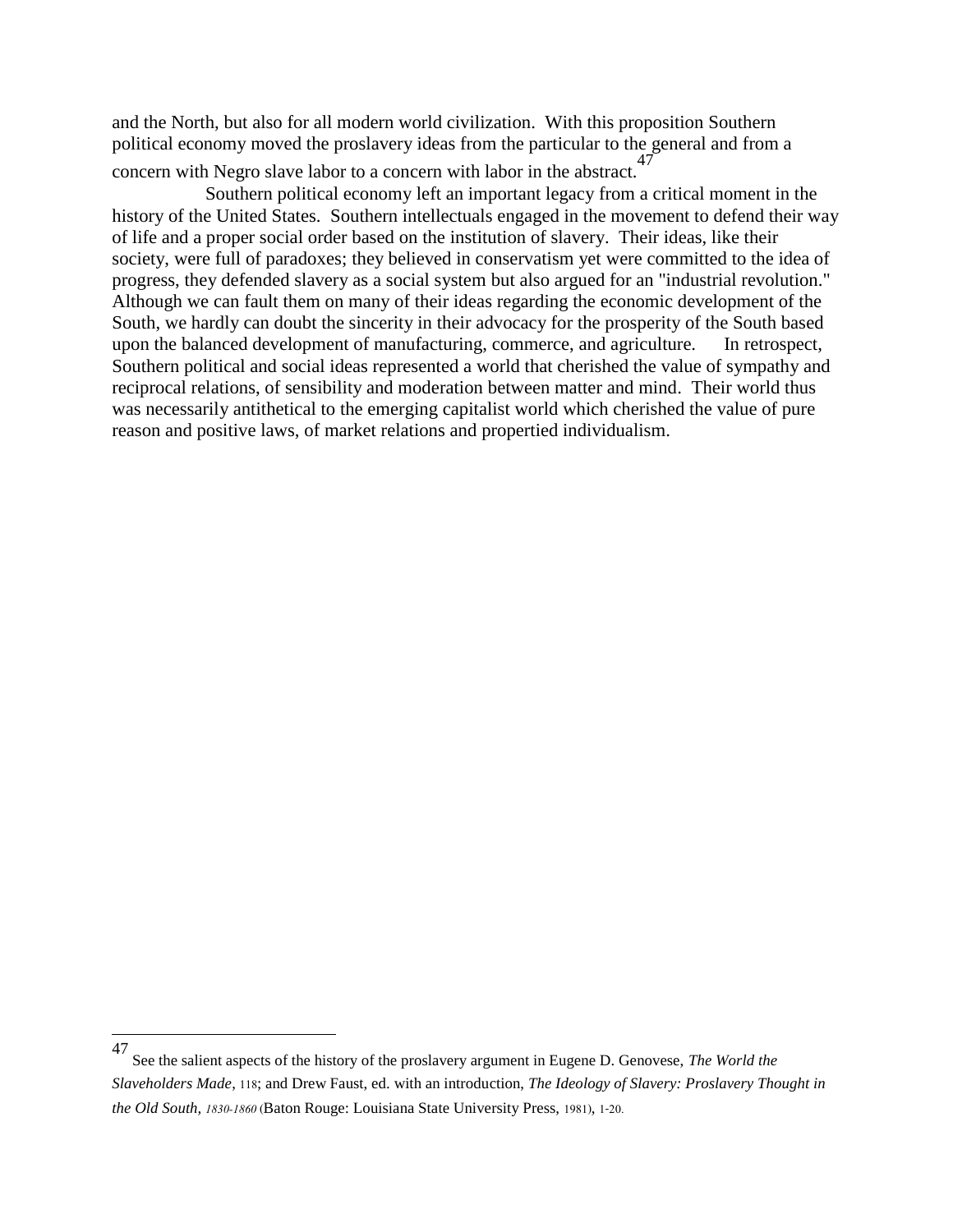and the North, but also for all modern world civilization. With this proposition Southern political economy moved the proslavery ideas from the particular to the general and from a concern with Negro slave labor to a concern with labor in the abstract.[47]

Southern political economy left an important legacy from a critical moment in the history of the United States. Southern intellectuals engaged in the movement to defend their way of life and a proper social order based on the institution of slavery. Their ideas, like their society, were full of paradoxes; they believed in conservatism yet were committed to the idea of progress, they defended slavery as a social system but also argued for an "industrial revolution." Although we can fault them on many of their ideas regarding the economic development of the South, we hardly can doubt the sincerity in their advocacy for the prosperity of the South based upon the balanced development of manufacturing, commerce, and agriculture. In retrospect, Southern political and social ideas represented a world that cherished the value of sympathy and reciprocal relations, of sensibility and moderation between matter and mind. Their world thus was necessarily antithetical to the emerging capitalist world which cherished the value of pure reason and positive laws, of market relations and propertied individualism.

---

[47] See the salient aspects of the history of the proslavery argument in Eugene D. Genovese, *The World the Slaveholders Made*, 118; and Drew Faust, ed. with an introduction, *The Ideology of Slavery: Proslavery Thought in the Old South, 1830-1860* (Baton Rouge: Louisiana State University Press, 1981), 1-20.